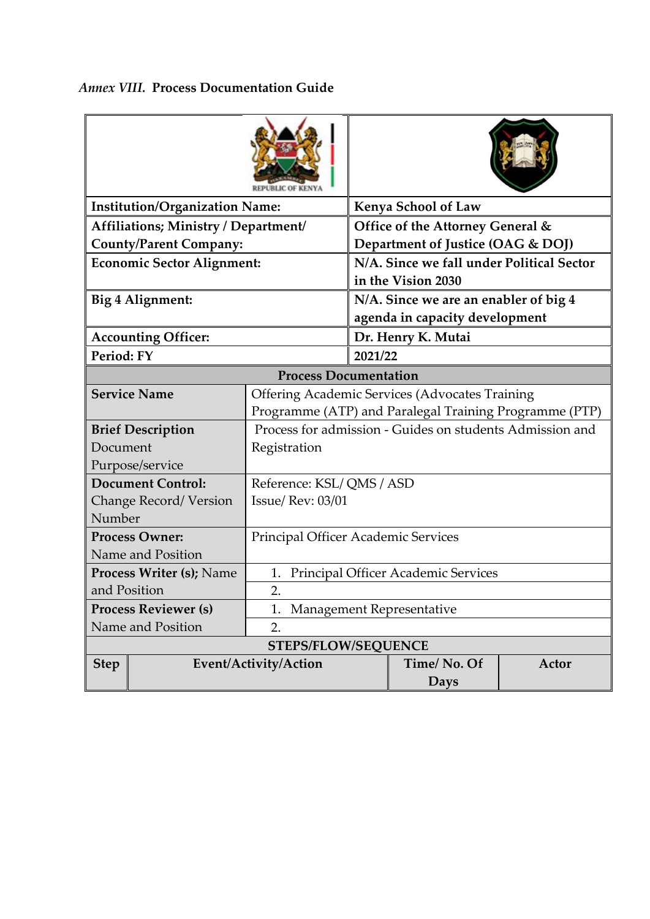*Annex VIII.* **Process Documentation Guide**

| | |
|---|---|
| **Institution/Organization Name:** | **Kenya School of Law** |
| **Affiliations; Ministry / Department/ County/Parent Company:** | **Office of the Attorney General & Department of Justice (OAG & DOJ)** |
| **Economic Sector Alignment:** | **N/A. Since we fall under Political Sector in the Vision 2030** |
| **Big 4 Alignment:** | **N/A. Since we are an enabler of big 4 agenda in capacity development** |
| **Accounting Officer:** | **Dr. Henry K. Mutai** |
| **Period: FY** | **2021/22** |

**Process Documentation**

| | |
|---|---|
| **Service Name** | Offering Academic Services (Advocates Training Programme (ATP) and Paralegal Training Programme (PTP) |
| **Brief Description** Document Purpose/service | Process for admission - Guides on students Admission and Registration |
| **Document Control:** Change Record/ Version Number | Reference: KSL/ QMS / ASD<br>Issue/ Rev: 03/01 |
| **Process Owner:** Name and Position | Principal Officer Academic Services |
| **Process Writer (s);** Name and Position | 1. Principal Officer Academic Services<br>2. |
| **Process Reviewer (s)** Name and Position | 1. Management Representative<br>2. |

**STEPS/FLOW/SEQUENCE**

| Step | Event/Activity/Action | Time/ No. Of Days | Actor |
|---|---|---|---|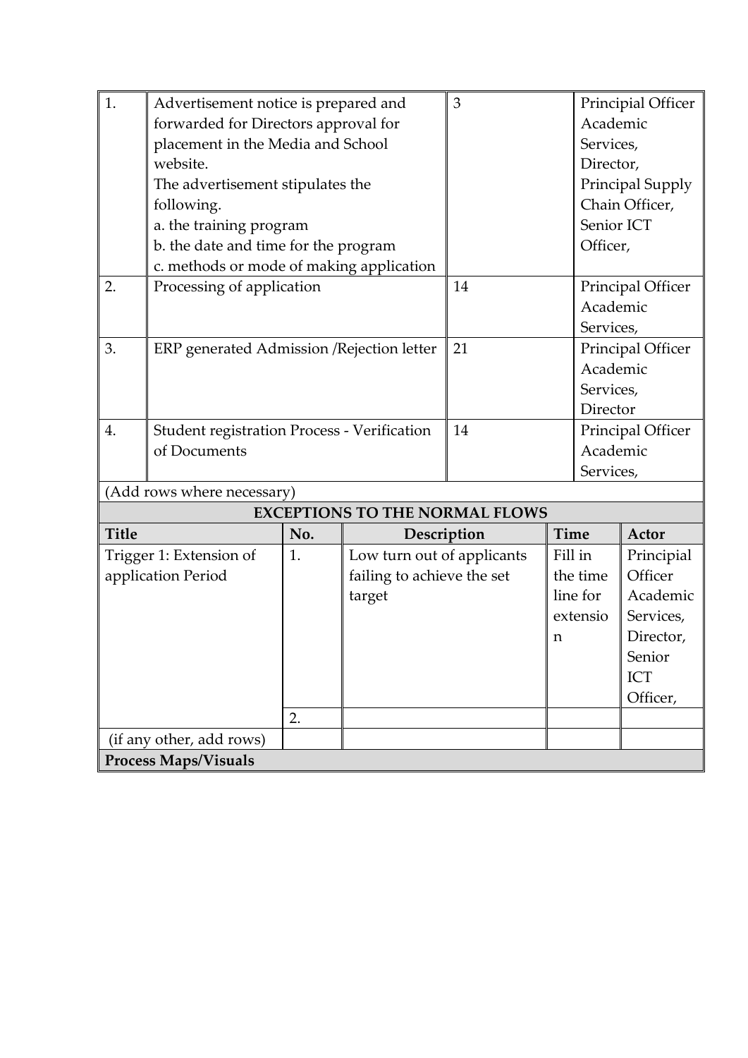| | | | |
|---|---|---|---|
| 1. | Advertisement notice is prepared and forwarded for Directors approval for placement in the Media and School website.<br>The advertisement stipulates the following.<br>a. the training program<br>b. the date and time for the program<br>c. methods or mode of making application | 3 | Principal Officer Academic Services, Director, Principal Supply Chain Officer, Senior ICT Officer, |
| 2. | Processing of application | 14 | Principal Officer Academic Services, |
| 3. | ERP generated Admission /Rejection letter | 21 | Principal Officer Academic Services, Director |
| 4. | Student registration Process - Verification of Documents | 14 | Principal Officer Academic Services, |
| (Add rows where necessary) | | | |

| **EXCEPTIONS TO THE NORMAL FLOWS** | | | | |
|---|---|---|---|---|
| **Title** | **No.** | **Description** | **Time** | **Actor** |
| Trigger 1: Extension of application Period | 1. | Low turn out of applicants failing to achieve the set target | Fill in the time line for extension | Principial Officer Academic Services, Director, Senior ICT Officer, |
| | 2. | | | |
| (if any other, add rows) | | | | |
| **Process Maps/Visuals** | | | | |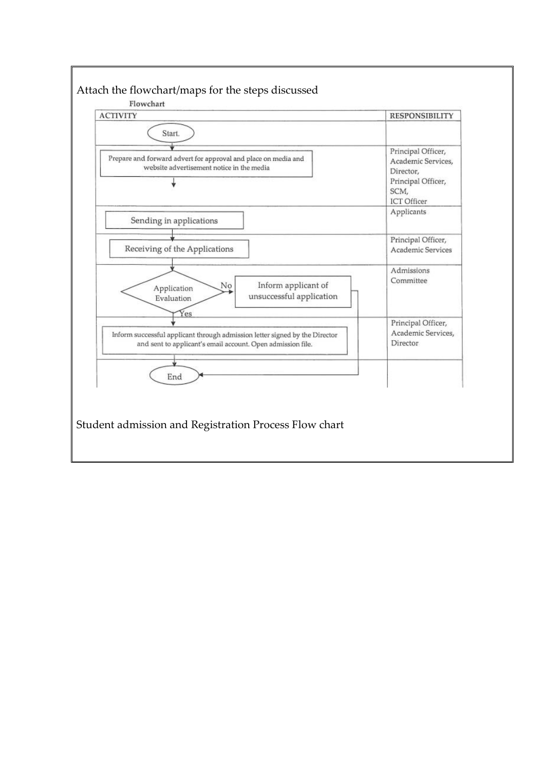Attach the flowchart/maps for the steps discussed

**Flowchart**

| ACTIVITY | RESPONSIBILITY |
| --- | --- |
| Start. | |
| Prepare and forward advert for approval and place on media and website advertisement notice in the media | Principal Officer, Academic Services, Director, Principal Officer, SCM, ICT Officer |
| Sending in applications | Applicants |
| Receiving of the Applications | Principal Officer, Academic Services |
| Application Evaluation — No: Inform applicant of unsuccessful application (→ End); Yes: proceed | Admissions Committee |
| Inform successful applicant through admission letter signed by the Director and sent to applicant's email account. Open admission file. | Principal Officer, Academic Services, Director |
| End | |

Student admission and Registration Process Flow chart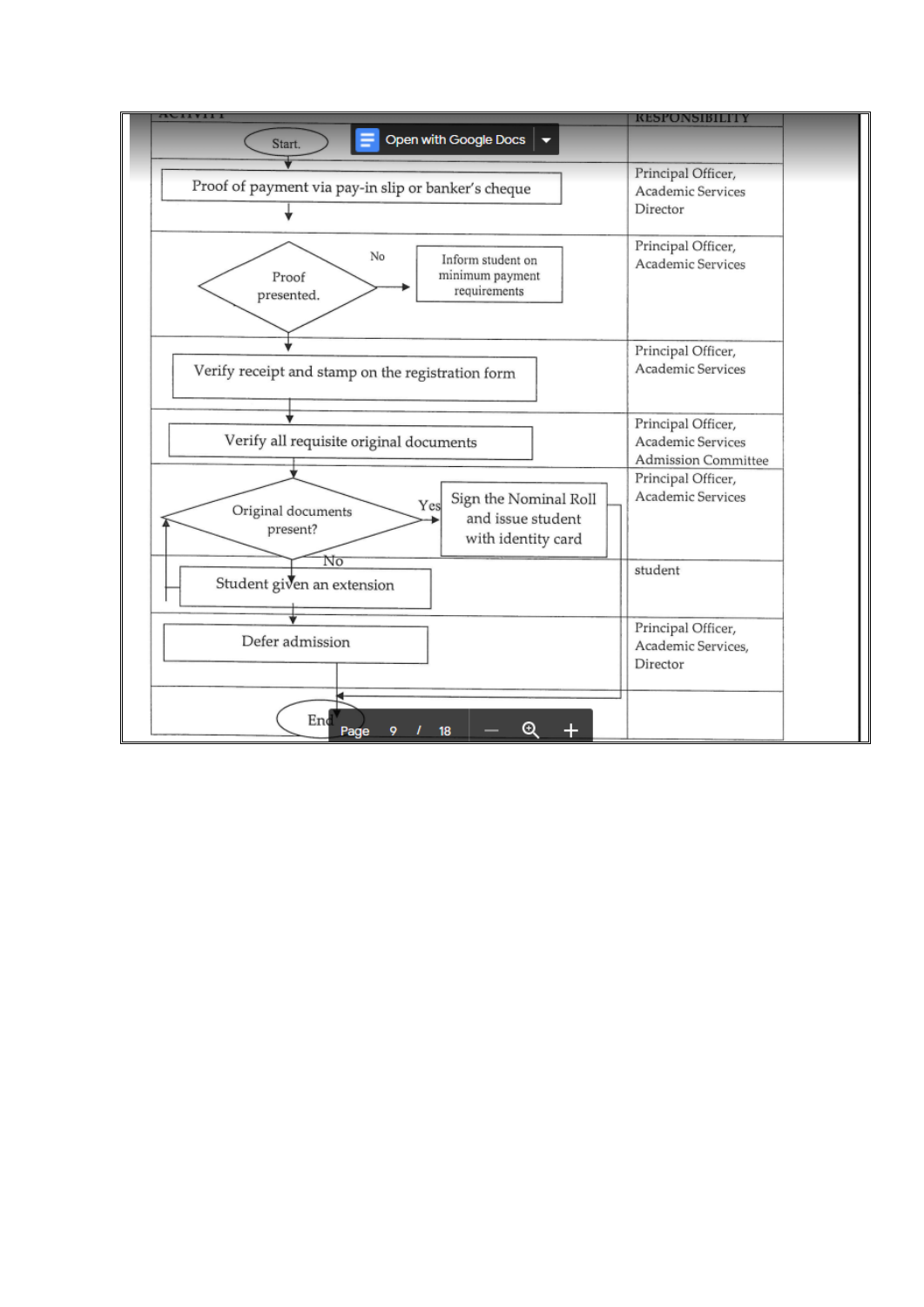| ACTIVITY | RESPONSIBILITY |
|---|---|
| Start. | |
| Proof of payment via pay-in slip or banker's cheque | Principal Officer, Academic Services Director |
| Proof presented. — No → Inform student on minimum payment requirements | Principal Officer, Academic Services |
| Verify receipt and stamp on the registration form | Principal Officer, Academic Services |
| Verify all requisite original documents | Principal Officer, Academic Services Admission Committee |
| Original documents present? — Yes → Sign the Nominal Roll and issue student with identity card | Principal Officer, Academic Services |
| No → Student given an extension | student |
| Defer admission | Principal Officer, Academic Services, Director |
| End | |